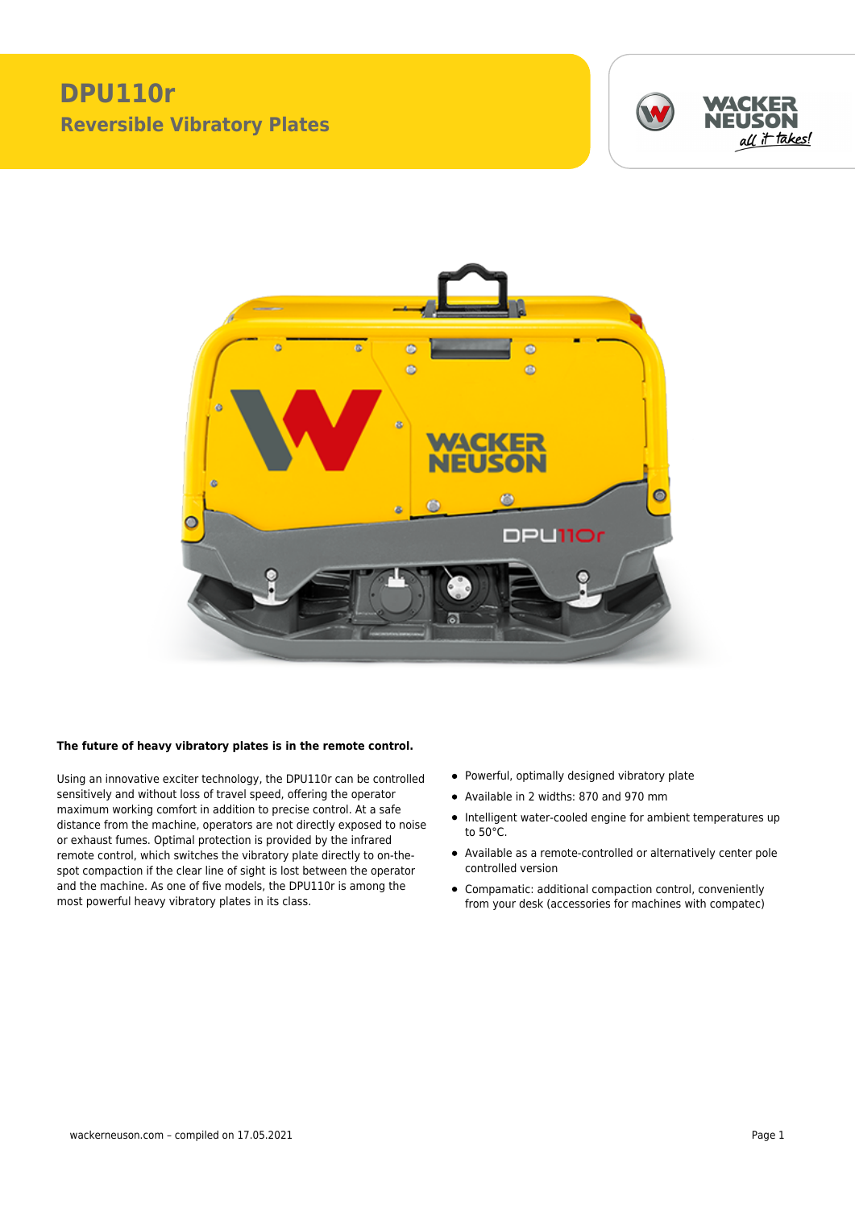# DPU110r

## Reversible Vibratory Plates

**The future of heavy vibratory plates is in the remote control.**

Using an innovative exciter technology, the DPU110r can be controlled sensitively and without loss of travel speed, offering the operator maximum working comfort in addition to precise control. At a safe distance from the machine, operators are not directly exposed to noise or exhaust fumes. Optimal protection is provided by the infrared remote control, which switches the vibratory plate directly to on-the-spot compaction if the clear line of sight is lost between the operator and the machine. As one of five models, the DPU110r is among the most powerful heavy vibratory plates in its class.

- Powerful, optimally designed vibratory plate
- Available in 2 widths: 870 and 970 mm
- Intelligent water-cooled engine for ambient temperatures up to 50°C.
- Available as a remote-controlled or alternatively center pole controlled version
- Compamatic: additional compaction control, conveniently from your desk (accessories for machines with compatec)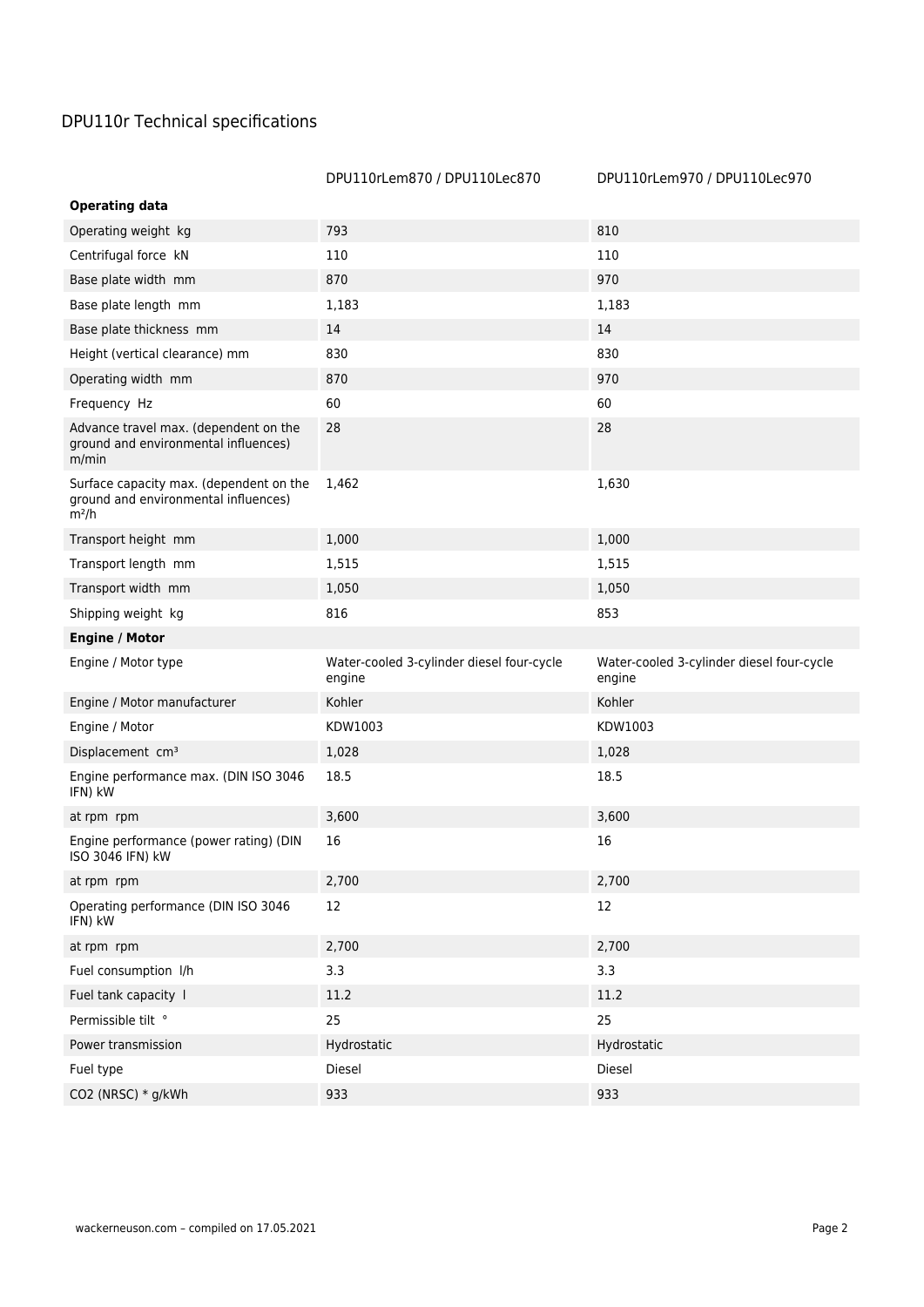# DPU110r Technical specifications

| | DPU110rLem870 / DPU110Lec870 | DPU110rLem970 / DPU110Lec970 |
|---|---|---|
| **Operating data** | | |
| Operating weight kg | 793 | 810 |
| Centrifugal force kN | 110 | 110 |
| Base plate width mm | 870 | 970 |
| Base plate length mm | 1,183 | 1,183 |
| Base plate thickness mm | 14 | 14 |
| Height (vertical clearance) mm | 830 | 830 |
| Operating width mm | 870 | 970 |
| Frequency Hz | 60 | 60 |
| Advance travel max. (dependent on the ground and environmental influences) m/min | 28 | 28 |
| Surface capacity max. (dependent on the ground and environmental influences) $m^2/h$ | 1,462 | 1,630 |
| Transport height mm | 1,000 | 1,000 |
| Transport length mm | 1,515 | 1,515 |
| Transport width mm | 1,050 | 1,050 |
| Shipping weight kg | 816 | 853 |
| **Engine / Motor** | | |
| Engine / Motor type | Water-cooled 3-cylinder diesel four-cycle engine | Water-cooled 3-cylinder diesel four-cycle engine |
| Engine / Motor manufacturer | Kohler | Kohler |
| Engine / Motor | KDW1003 | KDW1003 |
| Displacement $cm^3$ | 1,028 | 1,028 |
| Engine performance max. (DIN ISO 3046 IFN) kW | 18.5 | 18.5 |
| at rpm rpm | 3,600 | 3,600 |
| Engine performance (power rating) (DIN ISO 3046 IFN) kW | 16 | 16 |
| at rpm rpm | 2,700 | 2,700 |
| Operating performance (DIN ISO 3046 IFN) kW | 12 | 12 |
| at rpm rpm | 2,700 | 2,700 |
| Fuel consumption l/h | 3.3 | 3.3 |
| Fuel tank capacity l | 11.2 | 11.2 |
| Permissible tilt ° | 25 | 25 |
| Power transmission | Hydrostatic | Hydrostatic |
| Fuel type | Diesel | Diesel |
| $CO_2$ (NRSC) * g/kWh | 933 | 933 |

wackerneuson.com – compiled on 17.05.2021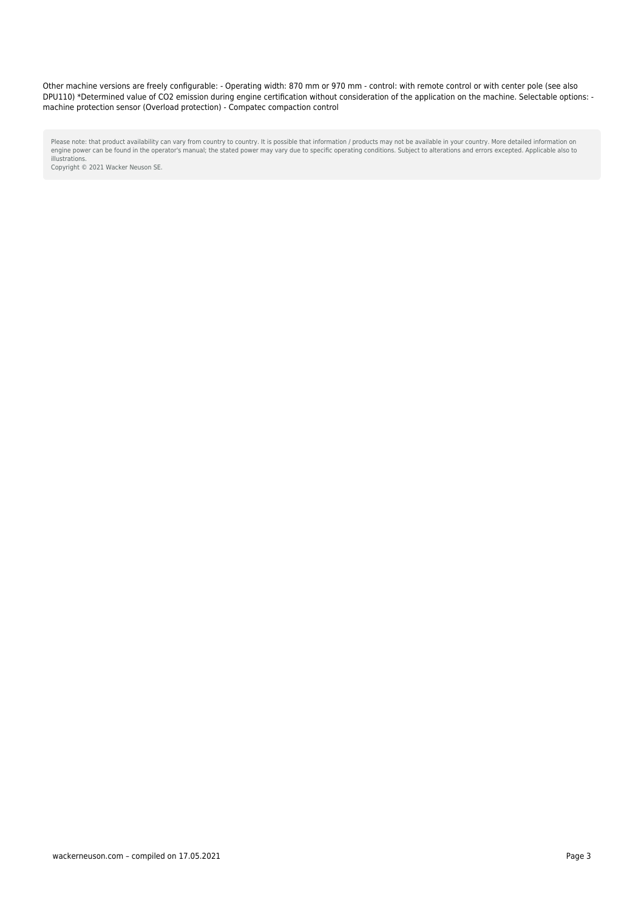Other machine versions are freely configurable: - Operating width: 870 mm or 970 mm - control: with remote control or with center pole (see also DPU110) *Determined value of $CO_2$ emission during engine certification without consideration of the application on the machine. Selectable options: - machine protection sensor (Overload protection) - Compatec compaction control

Please note: that product availability can vary from country to country. It is possible that information / products may not be available in your country. More detailed information on engine power can be found in the operator's manual; the stated power may vary due to specific operating conditions. Subject to alterations and errors excepted. Applicable also to illustrations.
Copyright © 2021 Wacker Neuson SE.